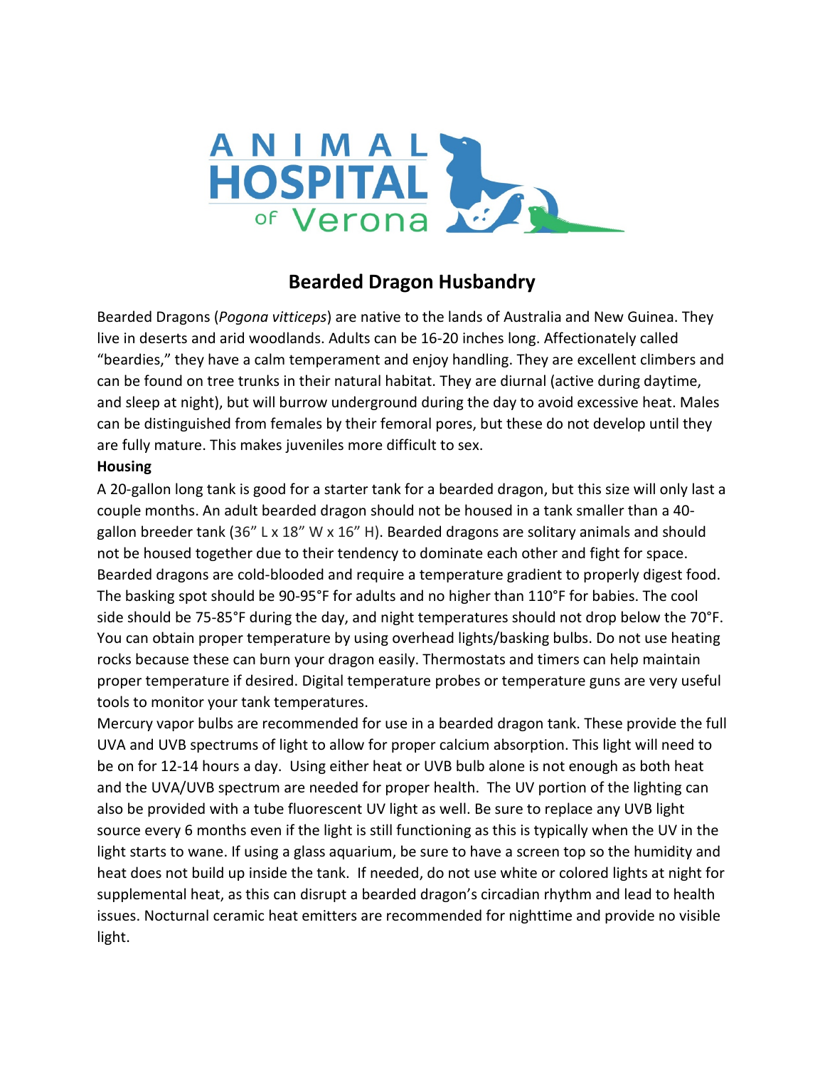ANIMAL HOSPITAL of Verona

# Bearded Dragon Husbandry

Bearded Dragons (*Pogona vitticeps*) are native to the lands of Australia and New Guinea. They live in deserts and arid woodlands. Adults can be 16-20 inches long. Affectionately called "beardies," they have a calm temperament and enjoy handling. They are excellent climbers and can be found on tree trunks in their natural habitat. They are diurnal (active during daytime, and sleep at night), but will burrow underground during the day to avoid excessive heat. Males can be distinguished from females by their femoral pores, but these do not develop until they are fully mature. This makes juveniles more difficult to sex.

**Housing**

A 20-gallon long tank is good for a starter tank for a bearded dragon, but this size will only last a couple months. An adult bearded dragon should not be housed in a tank smaller than a 40-gallon breeder tank (36" L x 18" W x 16" H). Bearded dragons are solitary animals and should not be housed together due to their tendency to dominate each other and fight for space. Bearded dragons are cold-blooded and require a temperature gradient to properly digest food. The basking spot should be 90-95°F for adults and no higher than 110°F for babies. The cool side should be 75-85°F during the day, and night temperatures should not drop below the 70°F. You can obtain proper temperature by using overhead lights/basking bulbs. Do not use heating rocks because these can burn your dragon easily. Thermostats and timers can help maintain proper temperature if desired. Digital temperature probes or temperature guns are very useful tools to monitor your tank temperatures.

Mercury vapor bulbs are recommended for use in a bearded dragon tank. These provide the full UVA and UVB spectrums of light to allow for proper calcium absorption. This light will need to be on for 12-14 hours a day. Using either heat or UVB bulb alone is not enough as both heat and the UVA/UVB spectrum are needed for proper health. The UV portion of the lighting can also be provided with a tube fluorescent UV light as well. Be sure to replace any UVB light source every 6 months even if the light is still functioning as this is typically when the UV in the light starts to wane. If using a glass aquarium, be sure to have a screen top so the humidity and heat does not build up inside the tank. If needed, do not use white or colored lights at night for supplemental heat, as this can disrupt a bearded dragon's circadian rhythm and lead to health issues. Nocturnal ceramic heat emitters are recommended for nighttime and provide no visible light.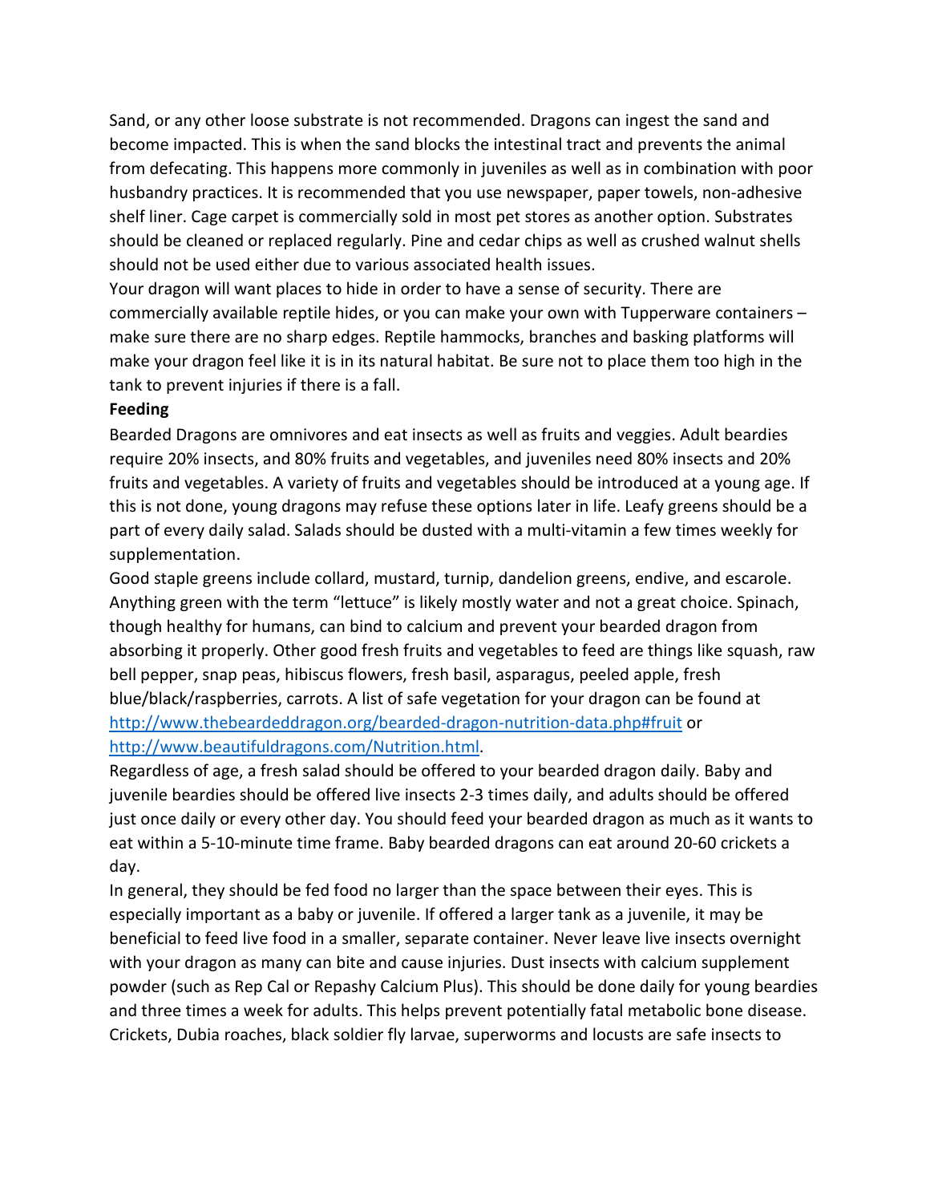Sand, or any other loose substrate is not recommended. Dragons can ingest the sand and become impacted. This is when the sand blocks the intestinal tract and prevents the animal from defecating. This happens more commonly in juveniles as well as in combination with poor husbandry practices. It is recommended that you use newspaper, paper towels, non-adhesive shelf liner. Cage carpet is commercially sold in most pet stores as another option. Substrates should be cleaned or replaced regularly. Pine and cedar chips as well as crushed walnut shells should not be used either due to various associated health issues.

Your dragon will want places to hide in order to have a sense of security. There are commercially available reptile hides, or you can make your own with Tupperware containers – make sure there are no sharp edges. Reptile hammocks, branches and basking platforms will make your dragon feel like it is in its natural habitat. Be sure not to place them too high in the tank to prevent injuries if there is a fall.

**Feeding**

Bearded Dragons are omnivores and eat insects as well as fruits and veggies. Adult beardies require 20% insects, and 80% fruits and vegetables, and juveniles need 80% insects and 20% fruits and vegetables. A variety of fruits and vegetables should be introduced at a young age. If this is not done, young dragons may refuse these options later in life. Leafy greens should be a part of every daily salad. Salads should be dusted with a multi-vitamin a few times weekly for supplementation.

Good staple greens include collard, mustard, turnip, dandelion greens, endive, and escarole. Anything green with the term "lettuce" is likely mostly water and not a great choice. Spinach, though healthy for humans, can bind to calcium and prevent your bearded dragon from absorbing it properly. Other good fresh fruits and vegetables to feed are things like squash, raw bell pepper, snap peas, hibiscus flowers, fresh basil, asparagus, peeled apple, fresh blue/black/raspberries, carrots. A list of safe vegetation for your dragon can be found at [http://www.thebeardeddragon.org/bearded-dragon-nutrition-data.php#fruit](http://www.thebeardeddragon.org/bearded-dragon-nutrition-data.php#fruit) or [http://www.beautifuldragons.com/Nutrition.html](http://www.beautifuldragons.com/Nutrition.html).

Regardless of age, a fresh salad should be offered to your bearded dragon daily. Baby and juvenile beardies should be offered live insects 2-3 times daily, and adults should be offered just once daily or every other day. You should feed your bearded dragon as much as it wants to eat within a 5-10-minute time frame. Baby bearded dragons can eat around 20-60 crickets a day.

In general, they should be fed food no larger than the space between their eyes. This is especially important as a baby or juvenile. If offered a larger tank as a juvenile, it may be beneficial to feed live food in a smaller, separate container. Never leave live insects overnight with your dragon as many can bite and cause injuries. Dust insects with calcium supplement powder (such as Rep Cal or Repashy Calcium Plus). This should be done daily for young beardies and three times a week for adults. This helps prevent potentially fatal metabolic bone disease. Crickets, Dubia roaches, black soldier fly larvae, superworms and locusts are safe insects to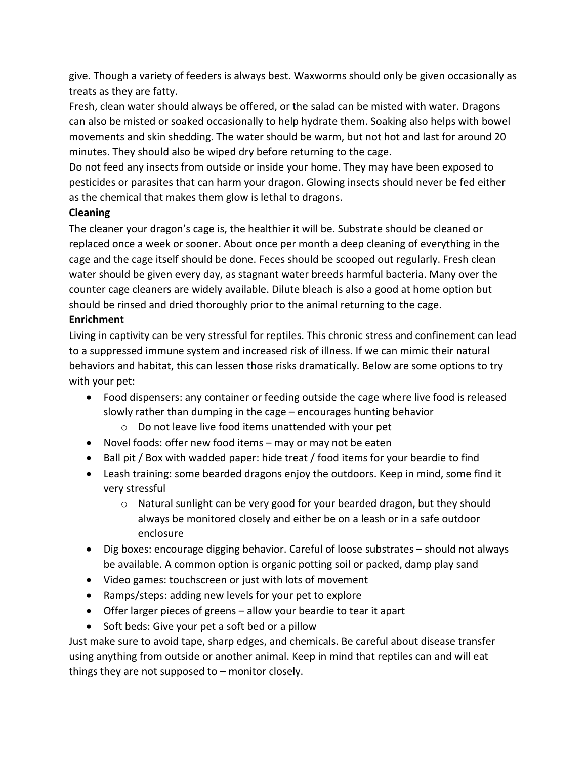give. Though a variety of feeders is always best. Waxworms should only be given occasionally as treats as they are fatty.

Fresh, clean water should always be offered, or the salad can be misted with water. Dragons can also be misted or soaked occasionally to help hydrate them. Soaking also helps with bowel movements and skin shedding. The water should be warm, but not hot and last for around 20 minutes. They should also be wiped dry before returning to the cage.

Do not feed any insects from outside or inside your home. They may have been exposed to pesticides or parasites that can harm your dragon. Glowing insects should never be fed either as the chemical that makes them glow is lethal to dragons.

**Cleaning**

The cleaner your dragon's cage is, the healthier it will be. Substrate should be cleaned or replaced once a week or sooner. About once per month a deep cleaning of everything in the cage and the cage itself should be done. Feces should be scooped out regularly. Fresh clean water should be given every day, as stagnant water breeds harmful bacteria. Many over the counter cage cleaners are widely available. Dilute bleach is also a good at home option but should be rinsed and dried thoroughly prior to the animal returning to the cage.

**Enrichment**

Living in captivity can be very stressful for reptiles. This chronic stress and confinement can lead to a suppressed immune system and increased risk of illness. If we can mimic their natural behaviors and habitat, this can lessen those risks dramatically. Below are some options to try with your pet:

- Food dispensers: any container or feeding outside the cage where live food is released slowly rather than dumping in the cage – encourages hunting behavior
  - Do not leave live food items unattended with your pet
- Novel foods: offer new food items – may or may not be eaten
- Ball pit / Box with wadded paper: hide treat / food items for your beardie to find
- Leash training: some bearded dragons enjoy the outdoors. Keep in mind, some find it very stressful
  - Natural sunlight can be very good for your bearded dragon, but they should always be monitored closely and either be on a leash or in a safe outdoor enclosure
- Dig boxes: encourage digging behavior. Careful of loose substrates – should not always be available. A common option is organic potting soil or packed, damp play sand
- Video games: touchscreen or just with lots of movement
- Ramps/steps: adding new levels for your pet to explore
- Offer larger pieces of greens – allow your beardie to tear it apart
- Soft beds: Give your pet a soft bed or a pillow

Just make sure to avoid tape, sharp edges, and chemicals. Be careful about disease transfer using anything from outside or another animal. Keep in mind that reptiles can and will eat things they are not supposed to – monitor closely.